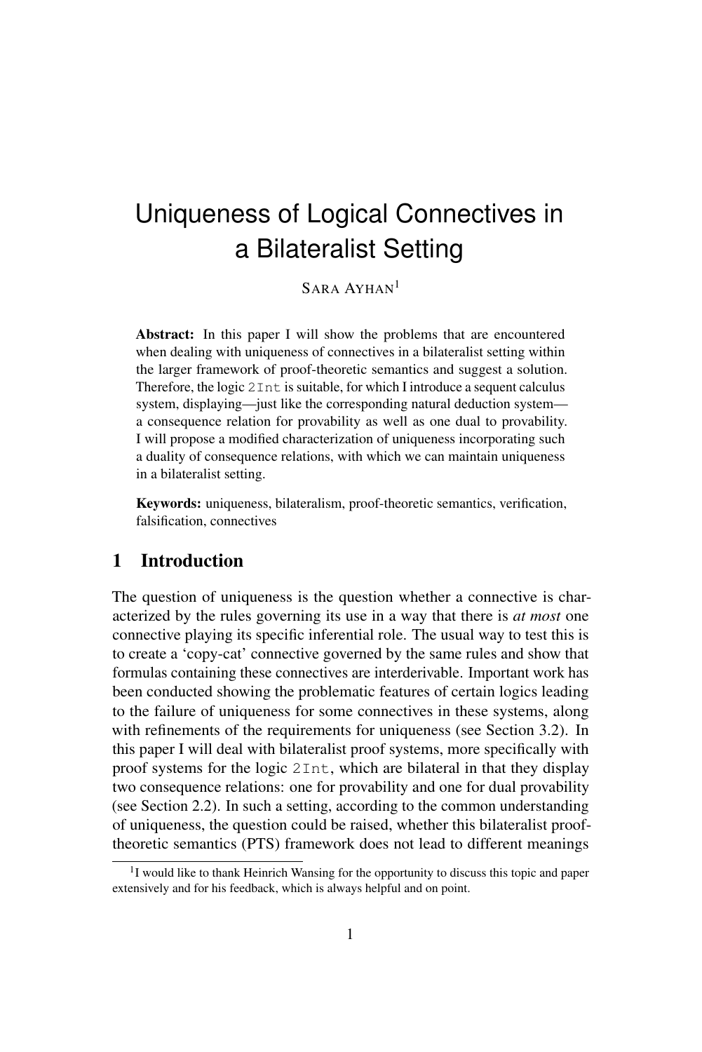# Uniqueness of Logical Connectives in a Bilateralist Setting

SARA AYHAN[1]

**Abstract:** In this paper I will show the problems that are encountered when dealing with uniqueness of connectives in a bilateralist setting within the larger framework of proof-theoretic semantics and suggest a solution. Therefore, the logic `2Int` is suitable, for which I introduce a sequent calculus system, displaying—just like the corresponding natural deduction system—a consequence relation for provability as well as one dual to provability. I will propose a modified characterization of uniqueness incorporating such a duality of consequence relations, with which we can maintain uniqueness in a bilateralist setting.

**Keywords:** uniqueness, bilateralism, proof-theoretic semantics, verification, falsification, connectives

## 1 Introduction

The question of uniqueness is the question whether a connective is characterized by the rules governing its use in a way that there is *at most* one connective playing its specific inferential role. The usual way to test this is to create a 'copy-cat' connective governed by the same rules and show that formulas containing these connectives are interderivable. Important work has been conducted showing the problematic features of certain logics leading to the failure of uniqueness for some connectives in these systems, along with refinements of the requirements for uniqueness (see Section 3.2). In this paper I will deal with bilateralist proof systems, more specifically with proof systems for the logic `2Int`, which are bilateral in that they display two consequence relations: one for provability and one for dual provability (see Section 2.2). In such a setting, according to the common understanding of uniqueness, the question could be raised, whether this bilateralist proof-theoretic semantics (PTS) framework does not lead to different meanings

[1] I would like to thank Heinrich Wansing for the opportunity to discuss this topic and paper extensively and for his feedback, which is always helpful and on point.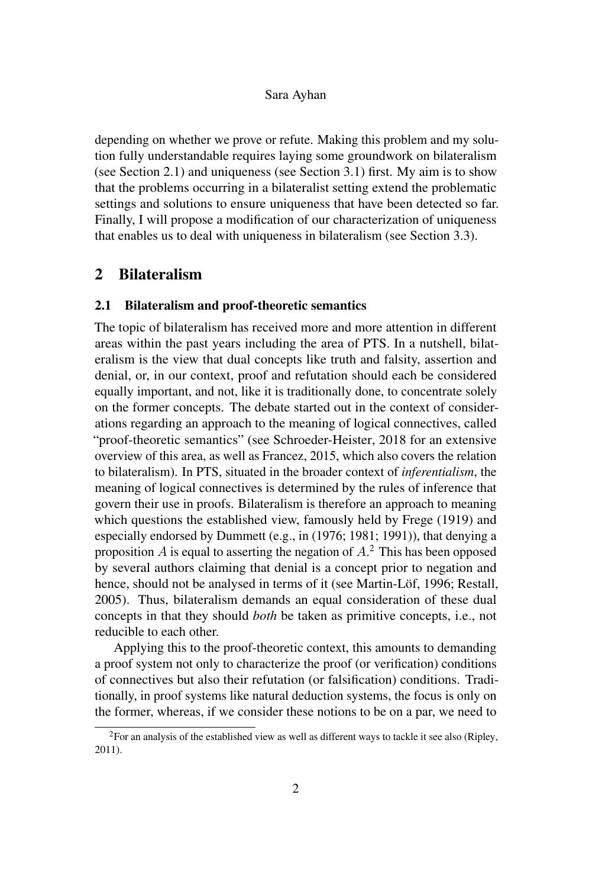depending on whether we prove or refute. Making this problem and my solution fully understandable requires laying some groundwork on bilateralism (see Section 2.1) and uniqueness (see Section 3.1) first. My aim is to show that the problems occurring in a bilateralist setting extend the problematic settings and solutions to ensure uniqueness that have been detected so far. Finally, I will propose a modification of our characterization of uniqueness that enables us to deal with uniqueness in bilateralism (see Section 3.3).

## 2 Bilateralism

### 2.1 Bilateralism and proof-theoretic semantics

The topic of bilateralism has received more and more attention in different areas within the past years including the area of PTS. In a nutshell, bilateralism is the view that dual concepts like truth and falsity, assertion and denial, or, in our context, proof and refutation should each be considered equally important, and not, like it is traditionally done, to concentrate solely on the former concepts. The debate started out in the context of considerations regarding an approach to the meaning of logical connectives, called "proof-theoretic semantics" (see Schroeder-Heister, 2018 for an extensive overview of this area, as well as Francez, 2015, which also covers the relation to bilateralism). In PTS, situated in the broader context of *inferentialism*, the meaning of logical connectives is determined by the rules of inference that govern their use in proofs. Bilateralism is therefore an approach to meaning which questions the established view, famously held by Frege (1919) and especially endorsed by Dummett (e.g., in (1976; 1981; 1991)), that denying a proposition $A$ is equal to asserting the negation of $A$.[2] This has been opposed by several authors claiming that denial is a concept prior to negation and hence, should not be analysed in terms of it (see Martin-Löf, 1996; Restall, 2005). Thus, bilateralism demands an equal consideration of these dual concepts in that they should *both* be taken as primitive concepts, i.e., not reducible to each other.

Applying this to the proof-theoretic context, this amounts to demanding a proof system not only to characterize the proof (or verification) conditions of connectives but also their refutation (or falsification) conditions. Traditionally, in proof systems like natural deduction systems, the focus is only on the former, whereas, if we consider these notions to be on a par, we need to

[2] For an analysis of the established view as well as different ways to tackle it see also (Ripley, 2011).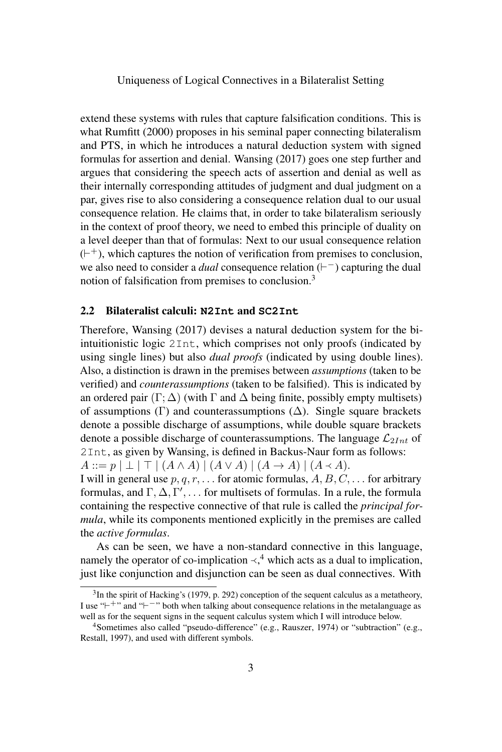extend these systems with rules that capture falsification conditions. This is what Rumfitt (2000) proposes in his seminal paper connecting bilateralism and PTS, in which he introduces a natural deduction system with signed formulas for assertion and denial. Wansing (2017) goes one step further and argues that considering the speech acts of assertion and denial as well as their internally corresponding attitudes of judgment and dual judgment on a par, gives rise to also considering a consequence relation dual to our usual consequence relation. He claims that, in order to take bilateralism seriously in the context of proof theory, we need to embed this principle of duality on a level deeper than that of formulas: Next to our usual consequence relation ($\vdash^+$), which captures the notion of verification from premises to conclusion, we also need to consider a *dual* consequence relation ($\vdash^-$) capturing the dual notion of falsification from premises to conclusion.[3]

### 2.2 Bilateralist calculi: `N2Int` and `SC2Int`

Therefore, Wansing (2017) devises a natural deduction system for the bi-intuitionistic logic `2Int`, which comprises not only proofs (indicated by using single lines) but also *dual proofs* (indicated by using double lines). Also, a distinction is drawn in the premises between *assumptions* (taken to be verified) and *counterassumptions* (taken to be falsified). This is indicated by an ordered pair $(\Gamma; \Delta)$ (with $\Gamma$ and $\Delta$ being finite, possibly empty multisets) of assumptions ($\Gamma$) and counterassumptions ($\Delta$). Single square brackets denote a possible discharge of assumptions, while double square brackets denote a possible discharge of counterassumptions. The language $\mathcal{L}_{2Int}$ of `2Int`, as given by Wansing, is defined in Backus-Naur form as follows:
$A ::= p \mid \bot \mid \top \mid (A \wedge A) \mid (A \vee A) \mid (A \rightarrow A) \mid (A \prec A)$.
I will in general use $p, q, r, \ldots$ for atomic formulas, $A, B, C, \ldots$ for arbitrary formulas, and $\Gamma, \Delta, \Gamma', \ldots$ for multisets of formulas. In a rule, the formula containing the respective connective of that rule is called the *principal formula*, while its components mentioned explicitly in the premises are called the *active formulas*.

As can be seen, we have a non-standard connective in this language, namely the operator of co-implication $\prec$,[4] which acts as a dual to implication, just like conjunction and disjunction can be seen as dual connectives. With

[3] In the spirit of Hacking's (1979, p. 292) conception of the sequent calculus as a metatheory, I use "$\vdash^+$" and "$\vdash^-$" both when talking about consequence relations in the metalanguage as well as for the sequent signs in the sequent calculus system which I will introduce below.

[4] Sometimes also called "pseudo-difference" (e.g., Rauszer, 1974) or "subtraction" (e.g., Restall, 1997), and used with different symbols.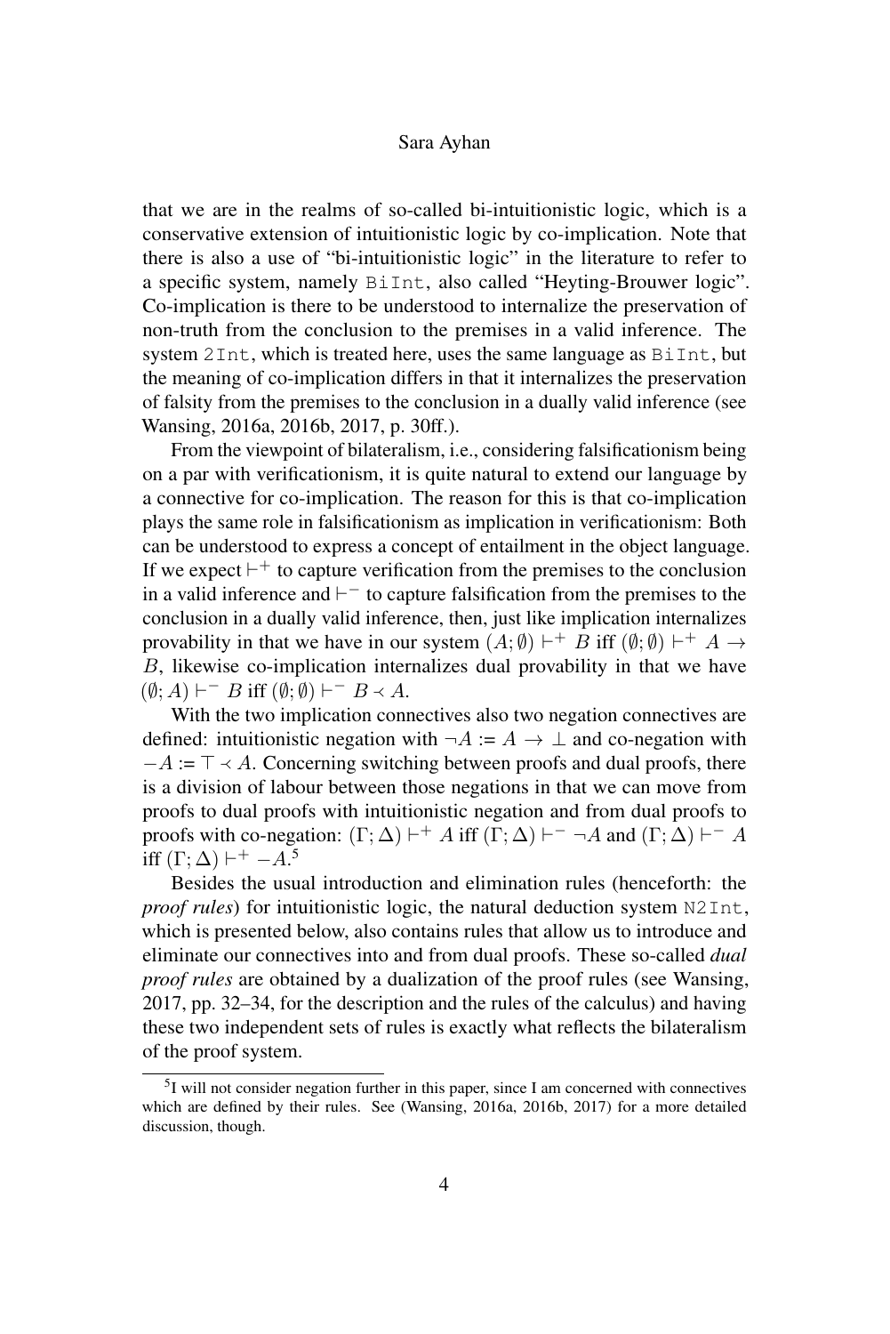that we are in the realms of so-called bi-intuitionistic logic, which is a conservative extension of intuitionistic logic by co-implication. Note that there is also a use of "bi-intuitionistic logic" in the literature to refer to a specific system, namely `BiInt`, also called "Heyting-Brouwer logic". Co-implication is there to be understood to internalize the preservation of non-truth from the conclusion to the premises in a valid inference. The system `2Int`, which is treated here, uses the same language as `BiInt`, but the meaning of co-implication differs in that it internalizes the preservation of falsity from the premises to the conclusion in a dually valid inference (see Wansing, 2016a, 2016b, 2017, p. 30ff.).

From the viewpoint of bilateralism, i.e., considering falsificationism being on a par with verificationism, it is quite natural to extend our language by a connective for co-implication. The reason for this is that co-implication plays the same role in falsificationism as implication in verificationism: Both can be understood to express a concept of entailment in the object language. If we expect $\vdash^+$ to capture verification from the premises to the conclusion in a valid inference and $\vdash^-$ to capture falsification from the premises to the conclusion in a dually valid inference, then, just like implication internalizes provability in that we have in our system $(A; \emptyset) \vdash^+ B$ iff $(\emptyset; \emptyset) \vdash^+ A \rightarrow B$, likewise co-implication internalizes dual provability in that we have $(\emptyset; A) \vdash^- B$ iff $(\emptyset; \emptyset) \vdash^- B \prec A$.

With the two implication connectives also two negation connectives are defined: intuitionistic negation with $\neg A := A \rightarrow \bot$ and co-negation with $-A := \top \prec A$. Concerning switching between proofs and dual proofs, there is a division of labour between those negations in that we can move from proofs to dual proofs with intuitionistic negation and from dual proofs to proofs with co-negation: $(\Gamma; \Delta) \vdash^+ A$ iff $(\Gamma; \Delta) \vdash^- \neg A$ and $(\Gamma; \Delta) \vdash^- A$ iff $(\Gamma; \Delta) \vdash^+ -A$.[5]

Besides the usual introduction and elimination rules (henceforth: the *proof rules*) for intuitionistic logic, the natural deduction system `N2Int`, which is presented below, also contains rules that allow us to introduce and eliminate our connectives into and from dual proofs. These so-called *dual proof rules* are obtained by a dualization of the proof rules (see Wansing, 2017, pp. 32–34, for the description and the rules of the calculus) and having these two independent sets of rules is exactly what reflects the bilateralism of the proof system.

[5] I will not consider negation further in this paper, since I am concerned with connectives which are defined by their rules. See (Wansing, 2016a, 2016b, 2017) for a more detailed discussion, though.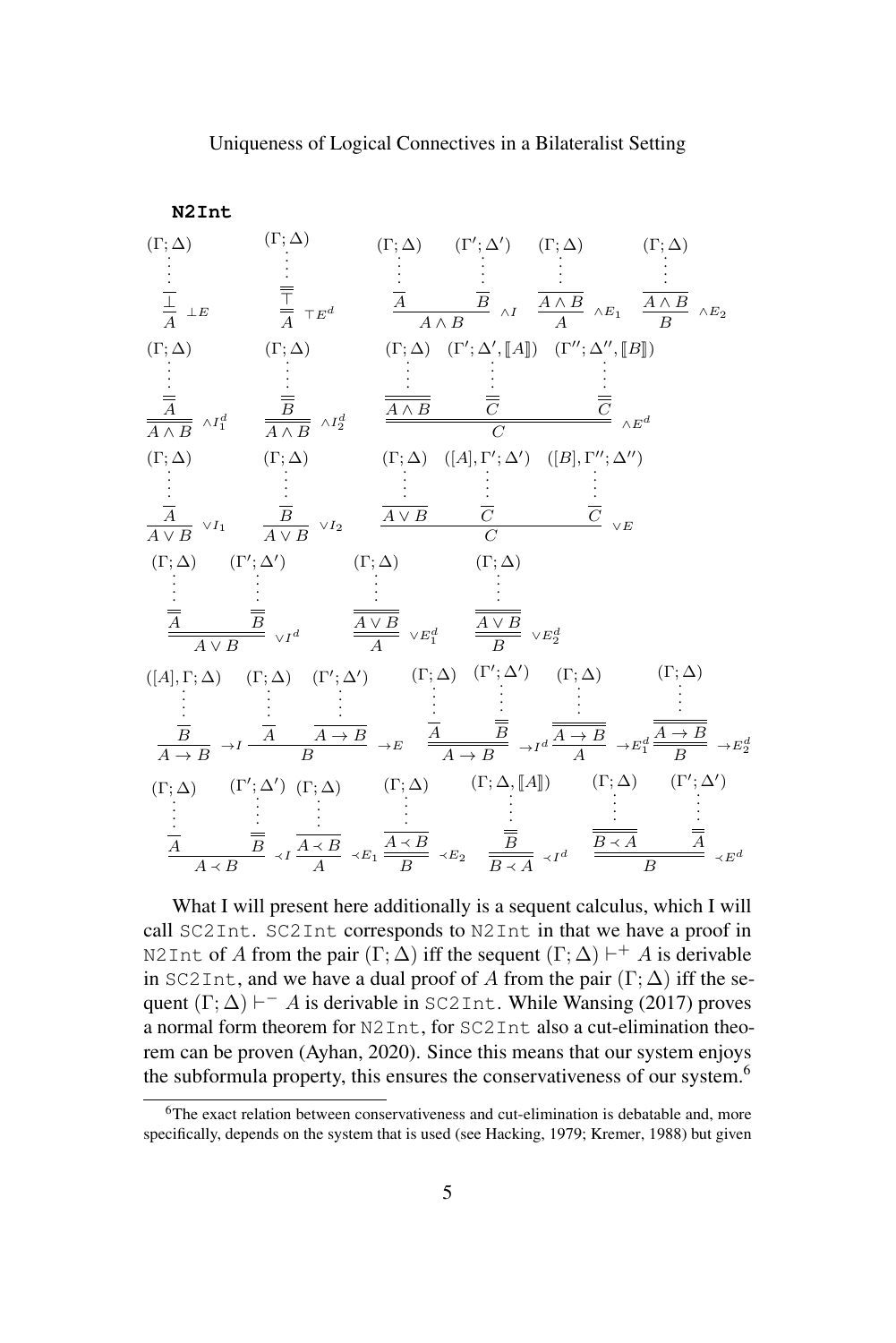**N2Int**

$$
\begin{array}{c}(\Gamma;\Delta)\\ \vdots\\ \overline{\bot}\\ \hline A\end{array}\ {\scriptstyle \bot E}
\qquad
\begin{array}{c}(\Gamma;\Delta)\\ \vdots\\ \overline{\overline{\top}}\\ \hline\hline A\end{array}\ {\scriptstyle \top E^d}
\qquad
\begin{array}{cc}(\Gamma;\Delta) & (\Gamma';\Delta')\\ \vdots & \vdots\\ \overline{A} & \overline{B}\\ \hline \multicolumn{2}{c}{A\wedge B}\end{array}\ {\scriptstyle \wedge I}
\qquad
\begin{array}{c}(\Gamma;\Delta)\\ \vdots\\ \overline{A\wedge B}\\ \hline A\end{array}\ {\scriptstyle \wedge E_1}
\qquad
\begin{array}{c}(\Gamma;\Delta)\\ \vdots\\ \overline{A\wedge B}\\ \hline B\end{array}\ {\scriptstyle \wedge E_2}
$$

$$
\begin{array}{c}(\Gamma;\Delta)\\ \vdots\\ \overline{\overline{A}}\\ \hline\hline A\wedge B\end{array}\ {\scriptstyle \wedge I^d_1}
\qquad
\begin{array}{c}(\Gamma;\Delta)\\ \vdots\\ \overline{\overline{B}}\\ \hline\hline A\wedge B\end{array}\ {\scriptstyle \wedge I^d_2}
\qquad
\begin{array}{ccc}(\Gamma;\Delta) & (\Gamma';\Delta',[\![A]\!]) & (\Gamma'';\Delta'',[\![B]\!])\\ \vdots & \vdots & \vdots\\ \overline{\overline{A\wedge B}} & \overline{\overline{C}} & \overline{\overline{C}}\\ \hline\hline \multicolumn{3}{c}{C}\end{array}\ {\scriptstyle \wedge E^d}
$$

$$
\begin{array}{c}(\Gamma;\Delta)\\ \vdots\\ \overline{A}\\ \hline A\vee B\end{array}\ {\scriptstyle \vee I_1}
\qquad
\begin{array}{c}(\Gamma;\Delta)\\ \vdots\\ \overline{B}\\ \hline A\vee B\end{array}\ {\scriptstyle \vee I_2}
\qquad
\begin{array}{ccc}(\Gamma;\Delta) & ([A],\Gamma';\Delta') & ([B],\Gamma'';\Delta'')\\ \vdots & \vdots & \vdots\\ \overline{A\vee B} & \overline{C} & \overline{C}\\ \hline \multicolumn{3}{c}{C}\end{array}\ {\scriptstyle \vee E}
$$

$$
\begin{array}{cc}(\Gamma;\Delta) & (\Gamma';\Delta')\\ \vdots & \vdots\\ \overline{\overline{A}} & \overline{\overline{B}}\\ \hline\hline \multicolumn{2}{c}{A\vee B}\end{array}\ {\scriptstyle \vee I^d}
\qquad
\begin{array}{c}(\Gamma;\Delta)\\ \vdots\\ \overline{\overline{A\vee B}}\\ \hline\hline A\end{array}\ {\scriptstyle \vee E^d_1}
\qquad
\begin{array}{c}(\Gamma;\Delta)\\ \vdots\\ \overline{\overline{A\vee B}}\\ \hline\hline B\end{array}\ {\scriptstyle \vee E^d_2}
$$

$$
\begin{array}{c}([A],\Gamma;\Delta)\\ \vdots\\ \overline{B}\\ \hline A\to B\end{array}\ {\scriptstyle \to I}
\qquad
\begin{array}{cc}(\Gamma;\Delta) & (\Gamma';\Delta')\\ \vdots & \vdots\\ \overline{A} & \overline{A\to B}\\ \hline \multicolumn{2}{c}{B}\end{array}\ {\scriptstyle \to E}
\qquad
\begin{array}{cc}(\Gamma;\Delta) & (\Gamma';\Delta')\\ \vdots & \vdots\\ \overline{A} & \overline{\overline{B}}\\ \hline\hline \multicolumn{2}{c}{A\to B}\end{array}\ {\scriptstyle \to I^d}
\qquad
\begin{array}{c}(\Gamma;\Delta)\\ \vdots\\ \overline{\overline{A\to B}}\\ \hline\hline A\end{array}\ {\scriptstyle \to E^d_1}
\qquad
\begin{array}{c}(\Gamma;\Delta)\\ \vdots\\ \overline{\overline{A\to B}}\\ \hline\hline B\end{array}\ {\scriptstyle \to E^d_2}
$$

$$
\begin{array}{cc}(\Gamma;\Delta) & (\Gamma';\Delta')\\ \vdots & \vdots\\ \overline{A} & \overline{\overline{B}}\\ \hline \multicolumn{2}{c}{A\prec B}\end{array}\ {\scriptstyle \prec I}
\qquad
\begin{array}{c}(\Gamma;\Delta)\\ \vdots\\ \overline{A\prec B}\\ \hline A\end{array}\ {\scriptstyle \prec E_1}
\qquad
\begin{array}{c}(\Gamma;\Delta)\\ \vdots\\ \overline{A\prec B}\\ \hline B\end{array}\ {\scriptstyle \prec E_2}
\qquad
\begin{array}{c}(\Gamma;\Delta,[\![A]\!])\\ \vdots\\ \overline{\overline{B}}\\ \hline B\prec A\end{array}\ {\scriptstyle \prec I^d}
\qquad
\begin{array}{cc}(\Gamma;\Delta) & (\Gamma';\Delta')\\ \vdots & \vdots\\ \overline{\overline{B\prec A}} & \overline{\overline{A}}\\ \hline\hline \multicolumn{2}{c}{B}\end{array}\ {\scriptstyle \prec E^d}
$$

What I will present here additionally is a sequent calculus, which I will call SC2Int. SC2Int corresponds to N2Int in that we have a proof in N2Int of $A$ from the pair $(\Gamma;\Delta)$ iff the sequent $(\Gamma;\Delta)\vdash^+ A$ is derivable in SC2Int, and we have a dual proof of $A$ from the pair $(\Gamma;\Delta)$ iff the sequent $(\Gamma;\Delta)\vdash^- A$ is derivable in SC2Int. While Wansing (2017) proves a normal form theorem for N2Int, for SC2Int also a cut-elimination theorem can be proven (Ayhan, 2020). Since this means that our system enjoys the subformula property, this ensures the conservativeness of our system.[6]

[6] The exact relation between conservativeness and cut-elimination is debatable and, more specifically, depends on the system that is used (see Hacking, 1979; Kremer, 1988) but given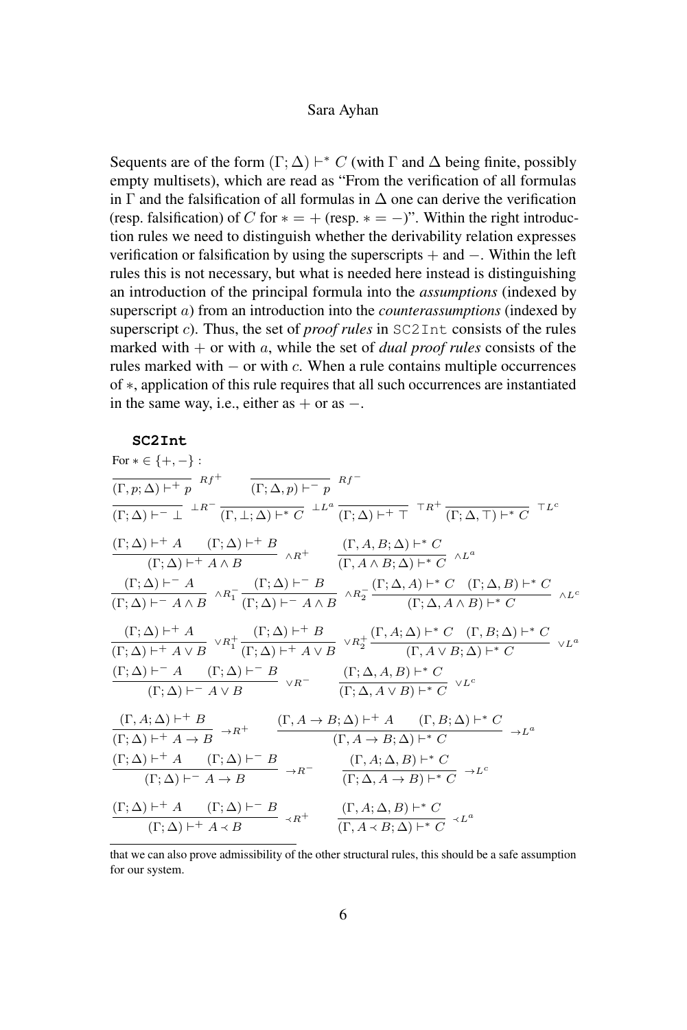Sequents are of the form $(\Gamma; \Delta) \vdash^* C$ (with $\Gamma$ and $\Delta$ being finite, possibly empty multisets), which are read as "From the verification of all formulas in $\Gamma$ and the falsification of all formulas in $\Delta$ one can derive the verification (resp. falsification) of $C$ for $* = +$ (resp. $* = -$)". Within the right introduction rules we need to distinguish whether the derivability relation expresses verification or falsification by using the superscripts $+$ and $-$. Within the left rules this is not necessary, but what is needed here instead is distinguishing an introduction of the principal formula into the *assumptions* (indexed by superscript $a$) from an introduction into the *counterassumptions* (indexed by superscript $c$). Thus, the set of *proof rules* in SC2Int consists of the rules marked with $+$ or with $a$, while the set of *dual proof rules* consists of the rules marked with $-$ or with $c$. When a rule contains multiple occurrences of $*$, application of this rule requires that all such occurrences are instantiated in the same way, i.e., either as $+$ or as $-$.

**SC2Int**

For $* \in \{+, -\}$ :

$$\frac{}{(\Gamma, p; \Delta) \vdash^+ p}\ Rf^+ \qquad \frac{}{(\Gamma; \Delta, p) \vdash^- p}\ Rf^-$$

$$\frac{}{(\Gamma; \Delta) \vdash^- \bot}\ \bot R^- \quad \frac{}{(\Gamma, \bot; \Delta) \vdash^* C}\ \bot L^a \quad \frac{}{(\Gamma; \Delta) \vdash^+ \top}\ \top R^+ \quad \frac{}{(\Gamma; \Delta, \top) \vdash^* C}\ \top L^c$$

$$\frac{(\Gamma; \Delta) \vdash^+ A \qquad (\Gamma; \Delta) \vdash^+ B}{(\Gamma; \Delta) \vdash^+ A \wedge B}\ \wedge R^+ \qquad \frac{(\Gamma, A, B; \Delta) \vdash^* C}{(\Gamma, A \wedge B; \Delta) \vdash^* C}\ \wedge L^a$$

$$\frac{(\Gamma; \Delta) \vdash^- A}{(\Gamma; \Delta) \vdash^- A \wedge B}\ \wedge R_1^- \quad \frac{(\Gamma; \Delta) \vdash^- B}{(\Gamma; \Delta) \vdash^- A \wedge B}\ \wedge R_2^- \quad \frac{(\Gamma; \Delta, A) \vdash^* C \quad (\Gamma; \Delta, B) \vdash^* C}{(\Gamma; \Delta, A \wedge B) \vdash^* C}\ \wedge L^c$$

$$\frac{(\Gamma; \Delta) \vdash^+ A}{(\Gamma; \Delta) \vdash^+ A \vee B}\ \vee R_1^+ \quad \frac{(\Gamma; \Delta) \vdash^+ B}{(\Gamma; \Delta) \vdash^+ A \vee B}\ \vee R_2^+ \quad \frac{(\Gamma, A; \Delta) \vdash^* C \quad (\Gamma, B; \Delta) \vdash^* C}{(\Gamma, A \vee B; \Delta) \vdash^* C}\ \vee L^a$$

$$\frac{(\Gamma; \Delta) \vdash^- A \qquad (\Gamma; \Delta) \vdash^- B}{(\Gamma; \Delta) \vdash^- A \vee B}\ \vee R^- \qquad \frac{(\Gamma; \Delta, A, B) \vdash^* C}{(\Gamma; \Delta, A \vee B) \vdash^* C}\ \vee L^c$$

$$\frac{(\Gamma, A; \Delta) \vdash^+ B}{(\Gamma; \Delta) \vdash^+ A \to B}\ \to R^+ \qquad \frac{(\Gamma, A \to B; \Delta) \vdash^+ A \qquad (\Gamma, B; \Delta) \vdash^* C}{(\Gamma, A \to B; \Delta) \vdash^* C}\ \to L^a$$

$$\frac{(\Gamma; \Delta) \vdash^+ A \qquad (\Gamma; \Delta) \vdash^- B}{(\Gamma; \Delta) \vdash^- A \to B}\ \to R^- \qquad \frac{(\Gamma, A; \Delta, B) \vdash^* C}{(\Gamma; \Delta, A \to B) \vdash^* C}\ \to L^c$$

$$\frac{(\Gamma; \Delta) \vdash^+ A \qquad (\Gamma; \Delta) \vdash^- B}{(\Gamma; \Delta) \vdash^+ A \prec B}\ \prec R^+ \qquad \frac{(\Gamma, A; \Delta, B) \vdash^* C}{(\Gamma, A \prec B; \Delta) \vdash^* C}\ \prec L^a$$

---

that we can also prove admissibility of the other structural rules, this should be a safe assumption for our system.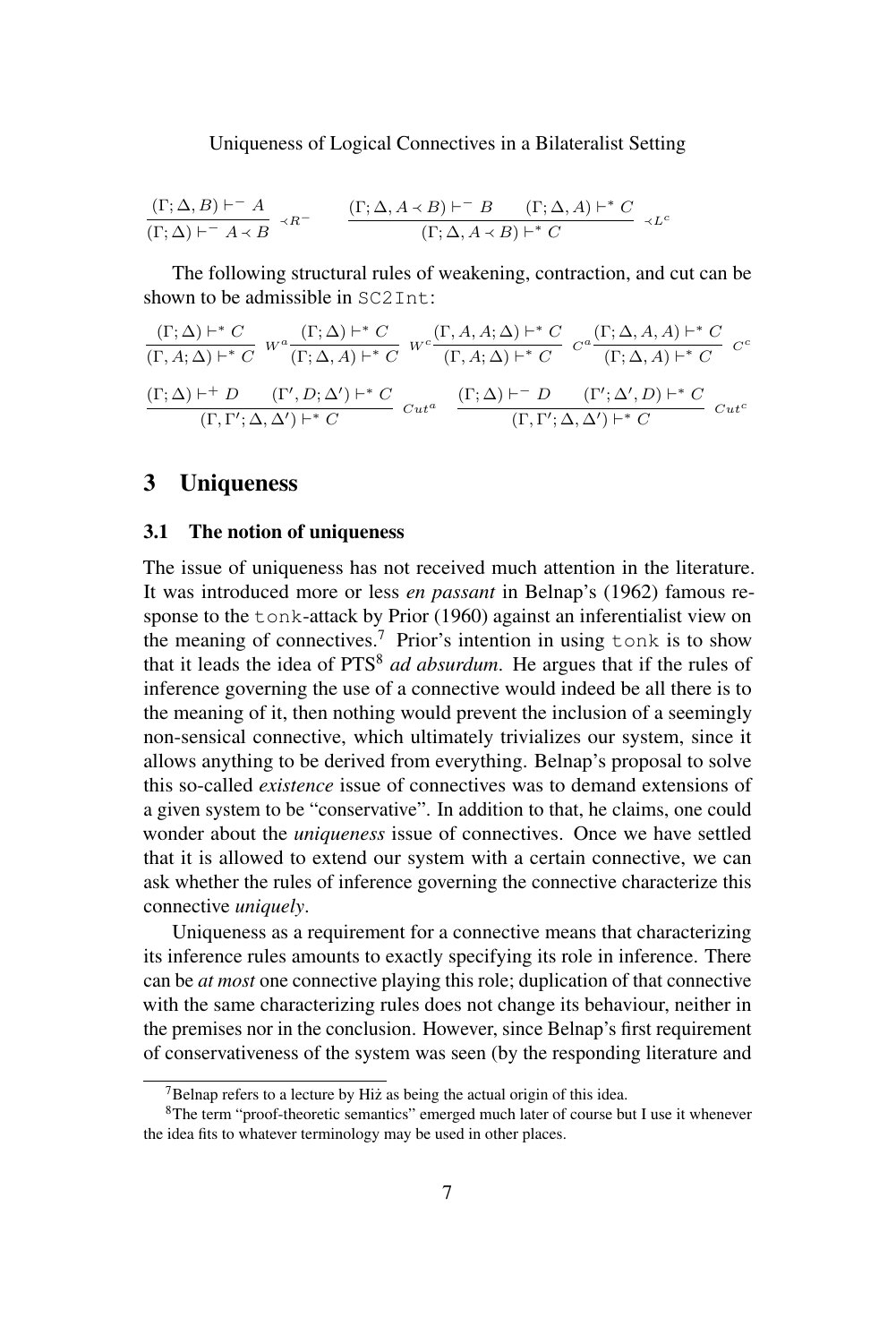$$\frac{(\Gamma; \Delta, B) \vdash^- A}{(\Gamma; \Delta) \vdash^- A \prec B} \prec R^- \qquad \frac{(\Gamma; \Delta, A \prec B) \vdash^- B \qquad (\Gamma; \Delta, A) \vdash^* C}{(\Gamma; \Delta, A \prec B) \vdash^* C} \prec L^c$$

The following structural rules of weakening, contraction, and cut can be shown to be admissible in `SC2Int`:

$$\frac{(\Gamma; \Delta) \vdash^* C}{(\Gamma, A; \Delta) \vdash^* C} W^a \frac{(\Gamma; \Delta) \vdash^* C}{(\Gamma; \Delta, A) \vdash^* C} W^c \frac{(\Gamma, A, A; \Delta) \vdash^* C}{(\Gamma, A; \Delta) \vdash^* C} C^a \frac{(\Gamma; \Delta, A, A) \vdash^* C}{(\Gamma; \Delta, A) \vdash^* C} C^c$$

$$\frac{(\Gamma; \Delta) \vdash^+ D \qquad (\Gamma', D; \Delta') \vdash^* C}{(\Gamma, \Gamma'; \Delta, \Delta') \vdash^* C} Cut^a \quad \frac{(\Gamma; \Delta) \vdash^- D \qquad (\Gamma'; \Delta', D) \vdash^* C}{(\Gamma, \Gamma'; \Delta, \Delta') \vdash^* C} Cut^c$$

# 3 Uniqueness

## 3.1 The notion of uniqueness

The issue of uniqueness has not received much attention in the literature. It was introduced more or less *en passant* in Belnap's (1962) famous response to the `tonk`-attack by Prior (1960) against an inferentialist view on the meaning of connectives.[7] Prior's intention in using `tonk` is to show that it leads the idea of PTS[8] *ad absurdum*. He argues that if the rules of inference governing the use of a connective would indeed be all there is to the meaning of it, then nothing would prevent the inclusion of a seemingly non-sensical connective, which ultimately trivializes our system, since it allows anything to be derived from everything. Belnap's proposal to solve this so-called *existence* issue of connectives was to demand extensions of a given system to be "conservative". In addition to that, he claims, one could wonder about the *uniqueness* issue of connectives. Once we have settled that it is allowed to extend our system with a certain connective, we can ask whether the rules of inference governing the connective characterize this connective *uniquely*.

Uniqueness as a requirement for a connective means that characterizing its inference rules amounts to exactly specifying its role in inference. There can be *at most* one connective playing this role; duplication of that connective with the same characterizing rules does not change its behaviour, neither in the premises nor in the conclusion. However, since Belnap's first requirement of conservativeness of the system was seen (by the responding literature and

[7] Belnap refers to a lecture by Hiż as being the actual origin of this idea.

[8] The term "proof-theoretic semantics" emerged much later of course but I use it whenever the idea fits to whatever terminology may be used in other places.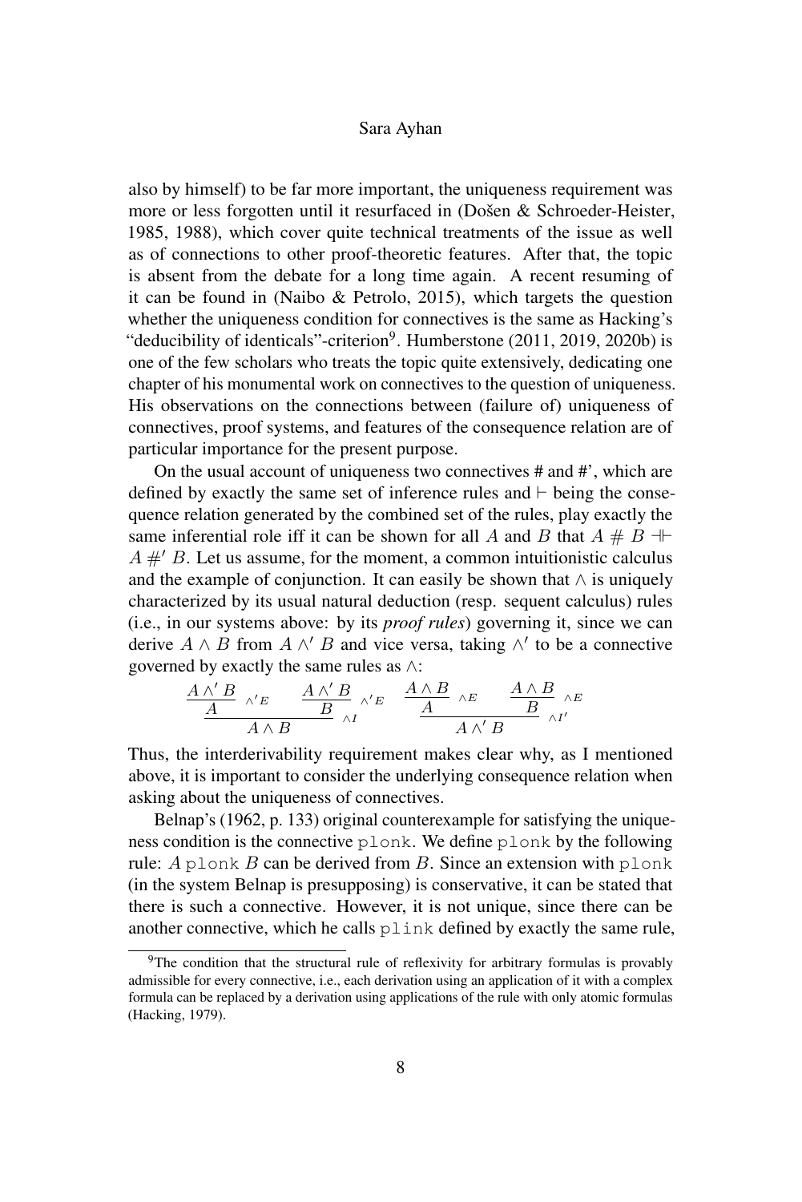also by himself) to be far more important, the uniqueness requirement was more or less forgotten until it resurfaced in (Došen & Schroeder-Heister, 1985, 1988), which cover quite technical treatments of the issue as well as of connections to other proof-theoretic features. After that, the topic is absent from the debate for a long time again. A recent resuming of it can be found in (Naibo & Petrolo, 2015), which targets the question whether the uniqueness condition for connectives is the same as Hacking's "deducibility of identicals"-criterion[9]. Humberstone (2011, 2019, 2020b) is one of the few scholars who treats the topic quite extensively, dedicating one chapter of his monumental work on connectives to the question of uniqueness. His observations on the connections between (failure of) uniqueness of connectives, proof systems, and features of the consequence relation are of particular importance for the present purpose.

On the usual account of uniqueness two connectives # and #', which are defined by exactly the same set of inference rules and $\vdash$ being the consequence relation generated by the combined set of the rules, play exactly the same inferential role iff it can be shown for all $A$ and $B$ that $A \# B \dashv\vdash A \#' B$. Let us assume, for the moment, a common intuitionistic calculus and the example of conjunction. It can easily be shown that $\wedge$ is uniquely characterized by its usual natural deduction (resp. sequent calculus) rules (i.e., in our systems above: by its *proof rules*) governing it, since we can derive $A \wedge B$ from $A \wedge' B$ and vice versa, taking $\wedge'$ to be a connective governed by exactly the same rules as $\wedge$:

$$\dfrac{\dfrac{A \wedge' B}{A}\wedge' E \qquad \dfrac{A \wedge' B}{B}\wedge' E}{A \wedge B}\wedge I \qquad \dfrac{\dfrac{A \wedge B}{A}\wedge E \qquad \dfrac{A \wedge B}{B}\wedge E}{A \wedge' B}\wedge I'$$

Thus, the interderivability requirement makes clear why, as I mentioned above, it is important to consider the underlying consequence relation when asking about the uniqueness of connectives.

Belnap's (1962, p. 133) original counterexample for satisfying the uniqueness condition is the connective `plonk`. We define `plonk` by the following rule: $A$ `plonk` $B$ can be derived from $B$. Since an extension with `plonk` (in the system Belnap is presupposing) is conservative, it can be stated that there is such a connective. However, it is not unique, since there can be another connective, which he calls `plink` defined by exactly the same rule,

[9] The condition that the structural rule of reflexivity for arbitrary formulas is provably admissible for every connective, i.e., each derivation using an application of it with a complex formula can be replaced by a derivation using applications of the rule with only atomic formulas (Hacking, 1979).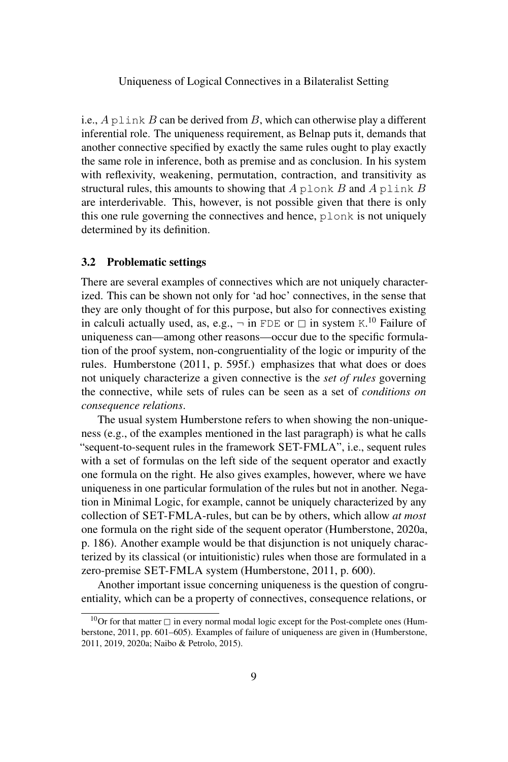i.e., $A$ plink $B$ can be derived from $B$, which can otherwise play a different inferential role. The uniqueness requirement, as Belnap puts it, demands that another connective specified by exactly the same rules ought to play exactly the same role in inference, both as premise and as conclusion. In his system with reflexivity, weakening, permutation, contraction, and transitivity as structural rules, this amounts to showing that $A$ plonk $B$ and $A$ plink $B$ are interderivable. This, however, is not possible given that there is only this one rule governing the connectives and hence, plonk is not uniquely determined by its definition.

### 3.2 Problematic settings

There are several examples of connectives which are not uniquely characterized. This can be shown not only for 'ad hoc' connectives, in the sense that they are only thought of for this purpose, but also for connectives existing in calculi actually used, as, e.g., $\neg$ in FDE or $\Box$ in system K.[10] Failure of uniqueness can—among other reasons—occur due to the specific formulation of the proof system, non-congruentiality of the logic or impurity of the rules. Humberstone (2011, p. 595f.) emphasizes that what does or does not uniquely characterize a given connective is the *set of rules* governing the connective, while sets of rules can be seen as a set of *conditions on consequence relations*.

The usual system Humberstone refers to when showing the non-uniqueness (e.g., of the examples mentioned in the last paragraph) is what he calls "sequent-to-sequent rules in the framework SET-FMLA", i.e., sequent rules with a set of formulas on the left side of the sequent operator and exactly one formula on the right. He also gives examples, however, where we have uniqueness in one particular formulation of the rules but not in another. Negation in Minimal Logic, for example, cannot be uniquely characterized by any collection of SET-FMLA-rules, but can be by others, which allow *at most* one formula on the right side of the sequent operator (Humberstone, 2020a, p. 186). Another example would be that disjunction is not uniquely characterized by its classical (or intuitionistic) rules when those are formulated in a zero-premise SET-FMLA system (Humberstone, 2011, p. 600).

Another important issue concerning uniqueness is the question of congruentiality, which can be a property of connectives, consequence relations, or

[10] Or for that matter $\Box$ in every normal modal logic except for the Post-complete ones (Humberstone, 2011, pp. 601–605). Examples of failure of uniqueness are given in (Humberstone, 2011, 2019, 2020a; Naibo & Petrolo, 2015).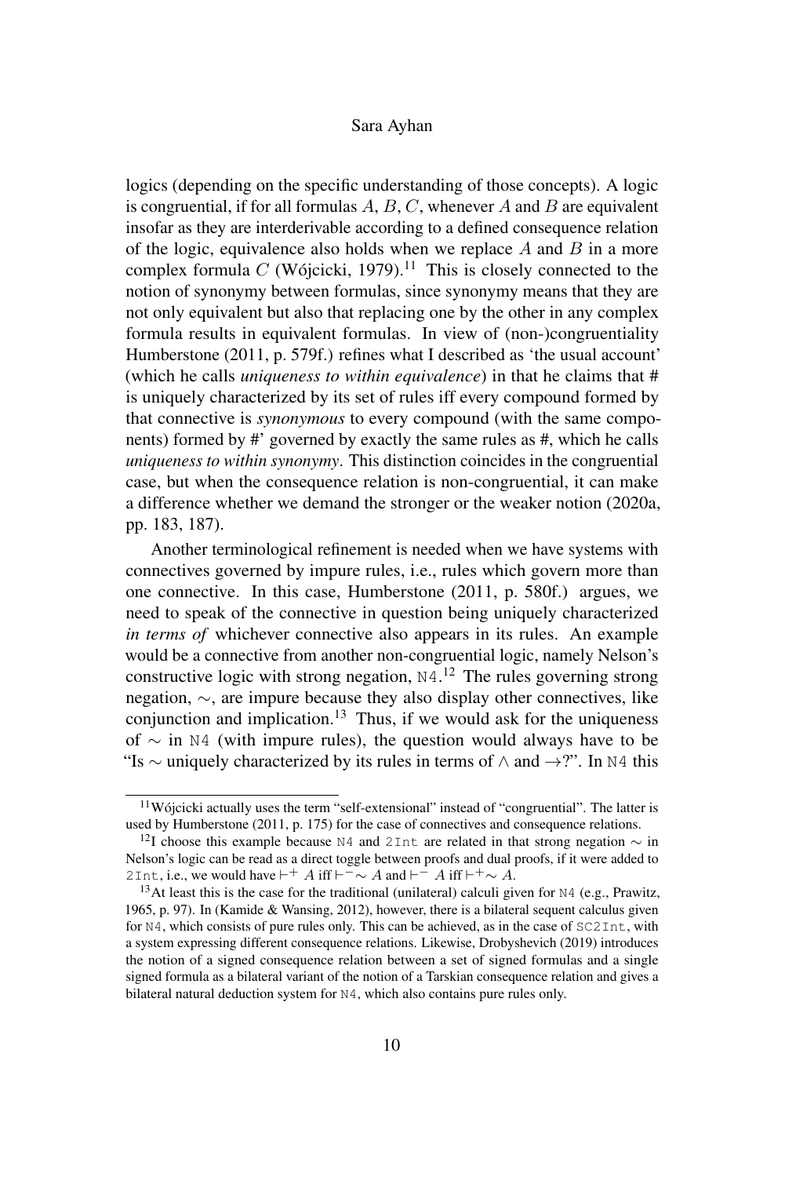logics (depending on the specific understanding of those concepts). A logic is congruential, if for all formulas $A$, $B$, $C$, whenever $A$ and $B$ are equivalent insofar as they are interderivable according to a defined consequence relation of the logic, equivalence also holds when we replace $A$ and $B$ in a more complex formula $C$ (Wójcicki, 1979).[11] This is closely connected to the notion of synonymy between formulas, since synonymy means that they are not only equivalent but also that replacing one by the other in any complex formula results in equivalent formulas. In view of (non-)congruentiality Humberstone (2011, p. 579f.) refines what I described as 'the usual account' (which he calls *uniqueness to within equivalence*) in that he claims that # is uniquely characterized by its set of rules iff every compound formed by that connective is *synonymous* to every compound (with the same components) formed by #' governed by exactly the same rules as #, which he calls *uniqueness to within synonymy*. This distinction coincides in the congruential case, but when the consequence relation is non-congruential, it can make a difference whether we demand the stronger or the weaker notion (2020a, pp. 183, 187).

Another terminological refinement is needed when we have systems with connectives governed by impure rules, i.e., rules which govern more than one connective. In this case, Humberstone (2011, p. 580f.) argues, we need to speak of the connective in question being uniquely characterized *in terms of* whichever connective also appears in its rules. An example would be a connective from another non-congruential logic, namely Nelson's constructive logic with strong negation, `N4`.[12] The rules governing strong negation, $\sim$, are impure because they also display other connectives, like conjunction and implication.[13] Thus, if we would ask for the uniqueness of $\sim$ in `N4` (with impure rules), the question would always have to be "Is $\sim$ uniquely characterized by its rules in terms of $\wedge$ and $\rightarrow$?". In `N4` this

---

[11] Wójcicki actually uses the term "self-extensional" instead of "congruential". The latter is used by Humberstone (2011, p. 175) for the case of connectives and consequence relations.

[12] I choose this example because `N4` and `2Int` are related in that strong negation $\sim$ in Nelson's logic can be read as a direct toggle between proofs and dual proofs, if it were added to `2Int`, i.e., we would have $\vdash^{+} A$ iff $\vdash^{-} \sim A$ and $\vdash^{-} A$ iff $\vdash^{+} \sim A$.

[13] At least this is the case for the traditional (unilateral) calculi given for `N4` (e.g., Prawitz, 1965, p. 97). In (Kamide & Wansing, 2012), however, there is a bilateral sequent calculus given for `N4`, which consists of pure rules only. This can be achieved, as in the case of `SC2Int`, with a system expressing different consequence relations. Likewise, Drobyshevich (2019) introduces the notion of a signed consequence relation between a set of signed formulas and a single signed formula as a bilateral variant of the notion of a Tarskian consequence relation and gives a bilateral natural deduction system for `N4`, which also contains pure rules only.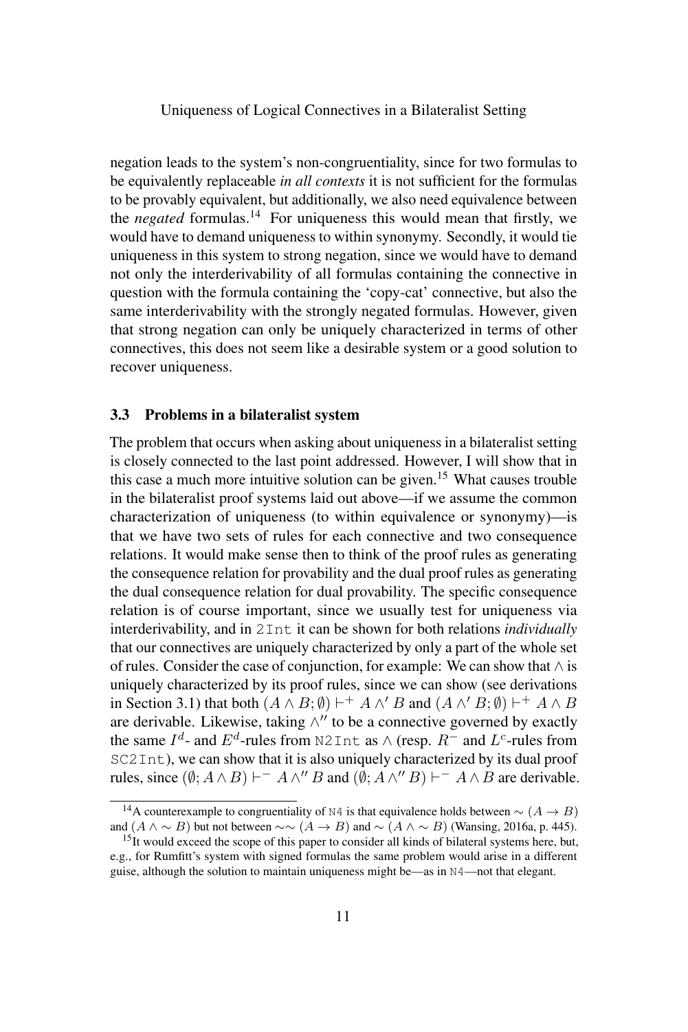negation leads to the system's non-congruentiality, since for two formulas to be equivalently replaceable *in all contexts* it is not sufficient for the formulas to be provably equivalent, but additionally, we also need equivalence between the *negated* formulas.[14] For uniqueness this would mean that firstly, we would have to demand uniqueness to within synonymy. Secondly, it would tie uniqueness in this system to strong negation, since we would have to demand not only the interderivability of all formulas containing the connective in question with the formula containing the 'copy-cat' connective, but also the same interderivability with the strongly negated formulas. However, given that strong negation can only be uniquely characterized in terms of other connectives, this does not seem like a desirable system or a good solution to recover uniqueness.

### 3.3 Problems in a bilateralist system

The problem that occurs when asking about uniqueness in a bilateralist setting is closely connected to the last point addressed. However, I will show that in this case a much more intuitive solution can be given.[15] What causes trouble in the bilateralist proof systems laid out above—if we assume the common characterization of uniqueness (to within equivalence or synonymy)—is that we have two sets of rules for each connective and two consequence relations. It would make sense then to think of the proof rules as generating the consequence relation for provability and the dual proof rules as generating the dual consequence relation for dual provability. The specific consequence relation is of course important, since we usually test for uniqueness via interderivability, and in `2Int` it can be shown for both relations *individually* that our connectives are uniquely characterized by only a part of the whole set of rules. Consider the case of conjunction, for example: We can show that $\wedge$ is uniquely characterized by its proof rules, since we can show (see derivations in Section 3.1) that both $(A \wedge B; \emptyset) \vdash^{+} A \wedge' B$ and $(A \wedge' B; \emptyset) \vdash^{+} A \wedge B$ are derivable. Likewise, taking $\wedge''$ to be a connective governed by exactly the same $I^d$- and $E^d$-rules from `N2Int` as $\wedge$ (resp. $R^{-}$ and $L^{c}$-rules from `SC2Int`), we can show that it is also uniquely characterized by its dual proof rules, since $(\emptyset; A \wedge B) \vdash^{-} A \wedge'' B$ and $(\emptyset; A \wedge'' B) \vdash^{-} A \wedge B$ are derivable.

---

[14] A counterexample to congruentiality of `N4` is that equivalence holds between $\sim(A \to B)$ and $(A \wedge \sim B)$ but not between $\sim\sim(A \to B)$ and $\sim(A \wedge \sim B)$ (Wansing, 2016a, p. 445).

[15] It would exceed the scope of this paper to consider all kinds of bilateral systems here, but, e.g., for Rumfitt's system with signed formulas the same problem would arise in a different guise, although the solution to maintain uniqueness might be—as in `N4`—not that elegant.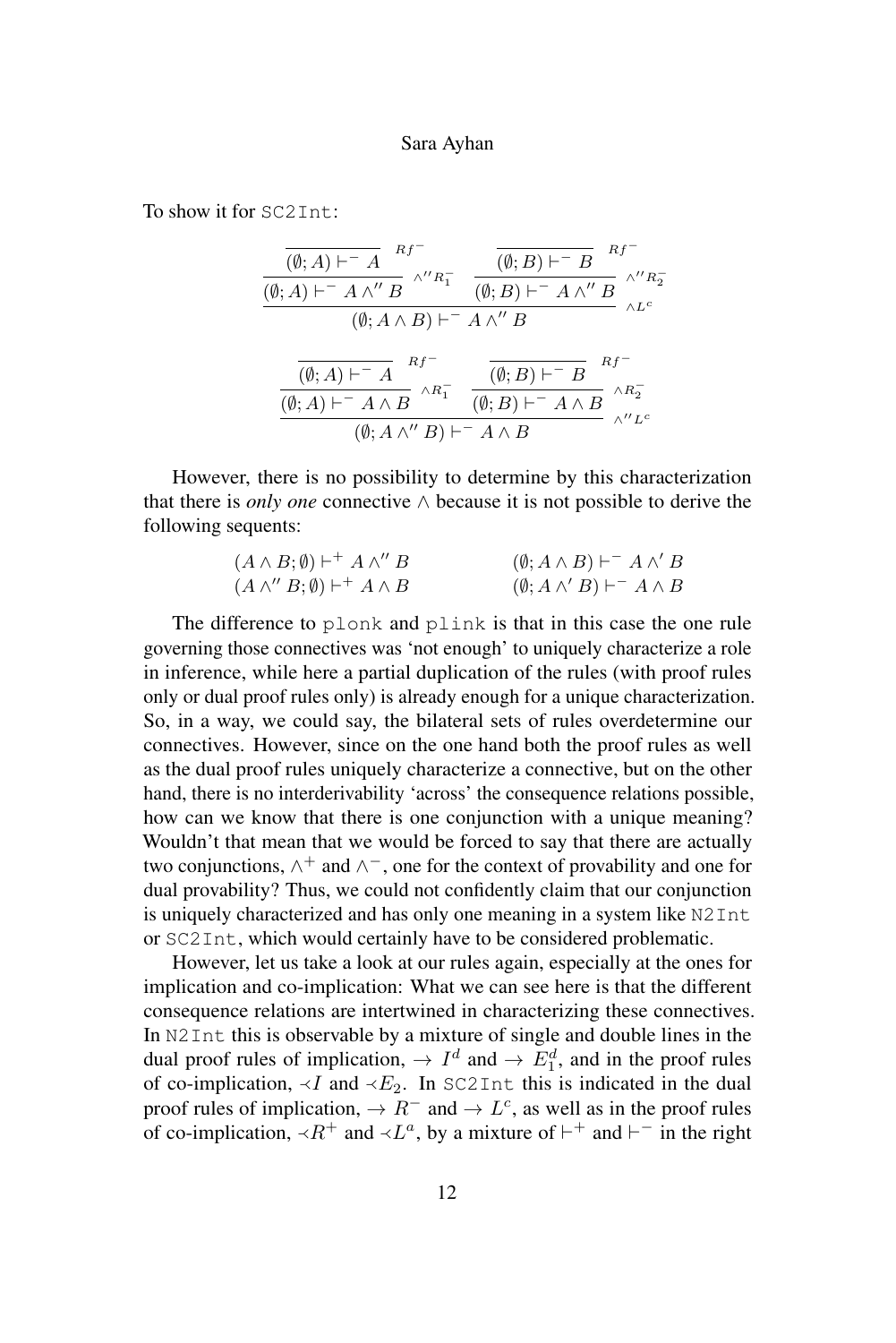To show it for `SC2Int`:

$$
\dfrac{\dfrac{\dfrac{}{(\emptyset; A) \vdash^- A}\, Rf^-}{(\emptyset; A) \vdash^- A \wedge'' B}\, \wedge'' R_1^- \qquad \dfrac{\dfrac{}{(\emptyset; B) \vdash^- B}\, Rf^-}{(\emptyset; B) \vdash^- A \wedge'' B}\, \wedge'' R_2^-}{(\emptyset; A \wedge B) \vdash^- A \wedge'' B}\, \wedge L^c
$$

$$
\dfrac{\dfrac{\dfrac{}{(\emptyset; A) \vdash^- A}\, Rf^-}{(\emptyset; A) \vdash^- A \wedge B}\, \wedge R_1^- \qquad \dfrac{\dfrac{}{(\emptyset; B) \vdash^- B}\, Rf^-}{(\emptyset; B) \vdash^- A \wedge B}\, \wedge R_2^-}{(\emptyset; A \wedge'' B) \vdash^- A \wedge B}\, \wedge'' L^c
$$

However, there is no possibility to determine by this characterization that there is *only one* connective $\wedge$ because it is not possible to derive the following sequents:

$$
\begin{array}{ll}
(A \wedge B; \emptyset) \vdash^+ A \wedge'' B & \qquad (\emptyset; A \wedge B) \vdash^- A \wedge' B \\
(A \wedge'' B; \emptyset) \vdash^+ A \wedge B & \qquad (\emptyset; A \wedge' B) \vdash^- A \wedge B
\end{array}
$$

The difference to `plonk` and `plink` is that in this case the one rule governing those connectives was 'not enough' to uniquely characterize a role in inference, while here a partial duplication of the rules (with proof rules only or dual proof rules only) is already enough for a unique characterization. So, in a way, we could say, the bilateral sets of rules overdetermine our connectives. However, since on the one hand both the proof rules as well as the dual proof rules uniquely characterize a connective, but on the other hand, there is no interderivability 'across' the consequence relations possible, how can we know that there is one conjunction with a unique meaning? Wouldn't that mean that we would be forced to say that there are actually two conjunctions, $\wedge^+$ and $\wedge^-$, one for the context of provability and one for dual provability? Thus, we could not confidently claim that our conjunction is uniquely characterized and has only one meaning in a system like `N2Int` or `SC2Int`, which would certainly have to be considered problematic.

However, let us take a look at our rules again, especially at the ones for implication and co-implication: What we can see here is that the different consequence relations are intertwined in characterizing these connectives. In `N2Int` this is observable by a mixture of single and double lines in the dual proof rules of implication, $\rightarrow I^d$ and $\rightarrow E_1^d$, and in the proof rules of co-implication, $\prec I$ and $\prec E_2$. In `SC2Int` this is indicated in the dual proof rules of implication, $\rightarrow R^-$ and $\rightarrow L^c$, as well as in the proof rules of co-implication, $\prec R^+$ and $\prec L^a$, by a mixture of $\vdash^+$ and $\vdash^-$ in the right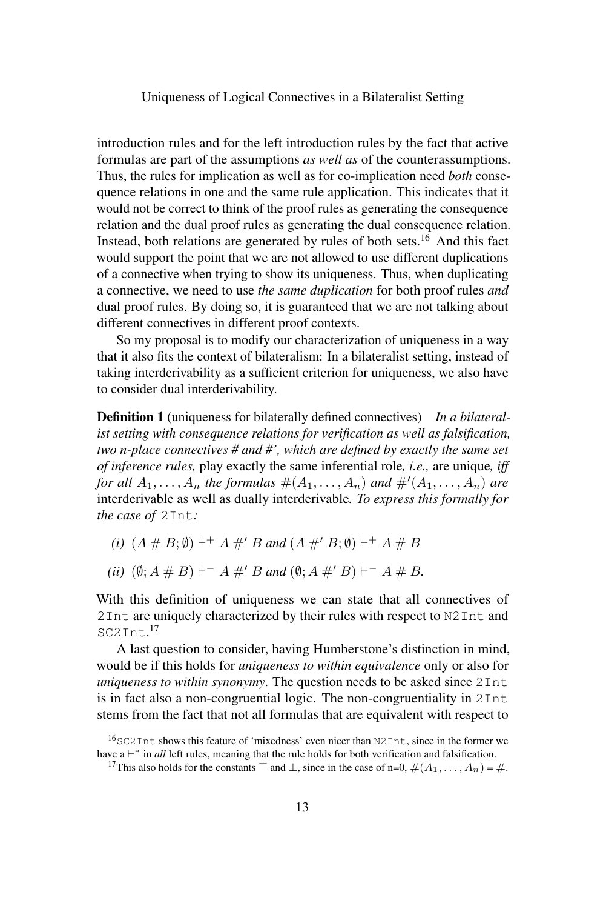introduction rules and for the left introduction rules by the fact that active formulas are part of the assumptions *as well as* of the counterassumptions. Thus, the rules for implication as well as for co-implication need *both* consequence relations in one and the same rule application. This indicates that it would not be correct to think of the proof rules as generating the consequence relation and the dual proof rules as generating the dual consequence relation. Instead, both relations are generated by rules of both sets.[16] And this fact would support the point that we are not allowed to use different duplications of a connective when trying to show its uniqueness. Thus, when duplicating a connective, we need to use *the same duplication* for both proof rules *and* dual proof rules. By doing so, it is guaranteed that we are not talking about different connectives in different proof contexts.

So my proposal is to modify our characterization of uniqueness in a way that it also fits the context of bilateralism: In a bilateralist setting, instead of taking interderivability as a sufficient criterion for uniqueness, we also have to consider dual interderivability.

**Definition 1** (uniqueness for bilaterally defined connectives) *In a bilateralist setting with consequence relations for verification as well as falsification, two n-place connectives # and #', which are defined by exactly the same set of inference rules,* play exactly the same inferential role*, i.e.,* are unique*, iff for all $A_1, \dots, A_n$ the formulas $\#(A_1, \dots, A_n)$ and $\#'(A_1, \dots, A_n)$ are* interderivable as well as dually interderivable*. To express this formally for the case of* `2Int`*:*

*(i)* $(A \# B; \emptyset) \vdash^+ A \#' B$ *and* $(A \#' B; \emptyset) \vdash^+ A \# B$

*(ii)* $(\emptyset; A \# B) \vdash^- A \#' B$ *and* $(\emptyset; A \#' B) \vdash^- A \# B$*.*

With this definition of uniqueness we can state that all connectives of `2Int` are uniquely characterized by their rules with respect to `N2Int` and `SC2Int`.[17]

A last question to consider, having Humberstone's distinction in mind, would be if this holds for *uniqueness to within equivalence* only or also for *uniqueness to within synonymy*. The question needs to be asked since `2Int` is in fact also a non-congruential logic. The non-congruentiality in `2Int` stems from the fact that not all formulas that are equivalent with respect to

---

[16] `SC2Int` shows this feature of 'mixedness' even nicer than `N2Int`, since in the former we have a $\vdash^*$ in *all* left rules, meaning that the rule holds for both verification and falsification.

[17] This also holds for the constants $\top$ and $\bot$, since in the case of n=0, $\#(A_1, \dots, A_n) = \#$.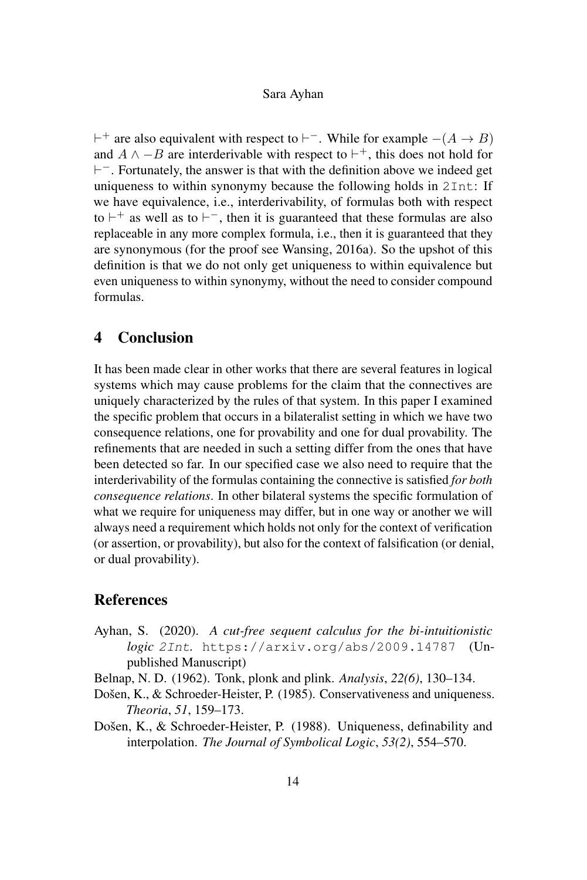$\vdash^+$ are also equivalent with respect to $\vdash^-$. While for example $-(A \rightarrow B)$ and $A \wedge -B$ are interderivable with respect to $\vdash^+$, this does not hold for $\vdash^-$. Fortunately, the answer is that with the definition above we indeed get uniqueness to within synonymy because the following holds in 2Int: If we have equivalence, i.e., interderivability, of formulas both with respect to $\vdash^+$ as well as to $\vdash^-$, then it is guaranteed that these formulas are also replaceable in any more complex formula, i.e., then it is guaranteed that they are synonymous (for the proof see Wansing, 2016a). So the upshot of this definition is that we do not only get uniqueness to within equivalence but even uniqueness to within synonymy, without the need to consider compound formulas.

## 4 Conclusion

It has been made clear in other works that there are several features in logical systems which may cause problems for the claim that the connectives are uniquely characterized by the rules of that system. In this paper I examined the specific problem that occurs in a bilateralist setting in which we have two consequence relations, one for provability and one for dual provability. The refinements that are needed in such a setting differ from the ones that have been detected so far. In our specified case we also need to require that the interderivability of the formulas containing the connective is satisfied *for both consequence relations*. In other bilateral systems the specific formulation of what we require for uniqueness may differ, but in one way or another we will always need a requirement which holds not only for the context of verification (or assertion, or provability), but also for the context of falsification (or denial, or dual provability).

## References

Ayhan, S. (2020). *A cut-free sequent calculus for the bi-intuitionistic logic 2Int.* https://arxiv.org/abs/2009.14787 (Unpublished Manuscript)

Belnap, N. D. (1962). Tonk, plonk and plink. *Analysis*, *22(6)*, 130–134.

Došen, K., & Schroeder-Heister, P. (1985). Conservativeness and uniqueness. *Theoria*, *51*, 159–173.

Došen, K., & Schroeder-Heister, P. (1988). Uniqueness, definability and interpolation. *The Journal of Symbolical Logic*, *53(2)*, 554–570.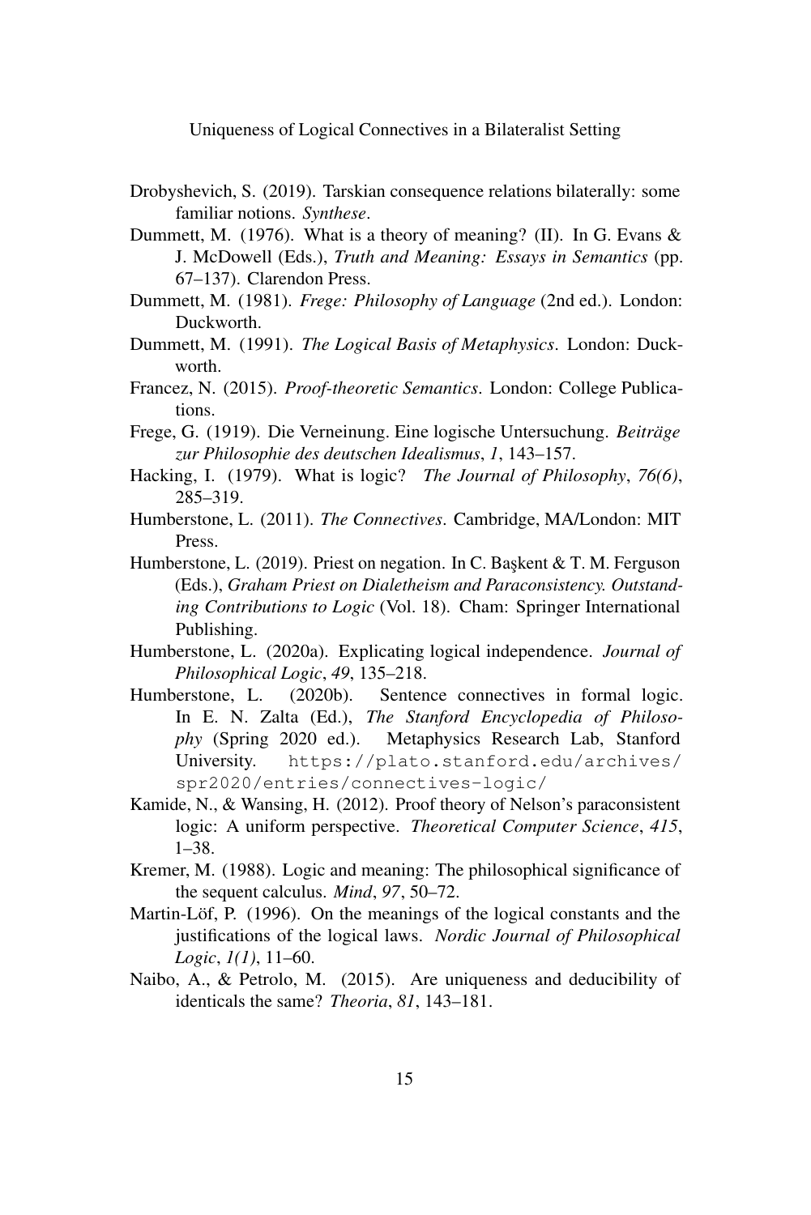Drobyshevich, S. (2019). Tarskian consequence relations bilaterally: some familiar notions. *Synthese*.

Dummett, M. (1976). What is a theory of meaning? (II). In G. Evans & J. McDowell (Eds.), *Truth and Meaning: Essays in Semantics* (pp. 67–137). Clarendon Press.

Dummett, M. (1981). *Frege: Philosophy of Language* (2nd ed.). London: Duckworth.

Dummett, M. (1991). *The Logical Basis of Metaphysics*. London: Duckworth.

Francez, N. (2015). *Proof-theoretic Semantics*. London: College Publications.

Frege, G. (1919). Die Verneinung. Eine logische Untersuchung. *Beiträge zur Philosophie des deutschen Idealismus*, *1*, 143–157.

Hacking, I. (1979). What is logic? *The Journal of Philosophy*, *76(6)*, 285–319.

Humberstone, L. (2011). *The Connectives*. Cambridge, MA/London: MIT Press.

Humberstone, L. (2019). Priest on negation. In C. Başkent & T. M. Ferguson (Eds.), *Graham Priest on Dialetheism and Paraconsistency. Outstanding Contributions to Logic* (Vol. 18). Cham: Springer International Publishing.

Humberstone, L. (2020a). Explicating logical independence. *Journal of Philosophical Logic*, *49*, 135–218.

Humberstone, L. (2020b). Sentence connectives in formal logic. In E. N. Zalta (Ed.), *The Stanford Encyclopedia of Philosophy* (Spring 2020 ed.). Metaphysics Research Lab, Stanford University. https://plato.stanford.edu/archives/spr2020/entries/connectives-logic/

Kamide, N., & Wansing, H. (2012). Proof theory of Nelson's paraconsistent logic: A uniform perspective. *Theoretical Computer Science*, *415*, 1–38.

Kremer, M. (1988). Logic and meaning: The philosophical significance of the sequent calculus. *Mind*, *97*, 50–72.

Martin-Löf, P. (1996). On the meanings of the logical constants and the justifications of the logical laws. *Nordic Journal of Philosophical Logic*, *1(1)*, 11–60.

Naibo, A., & Petrolo, M. (2015). Are uniqueness and deducibility of identicals the same? *Theoria*, *81*, 143–181.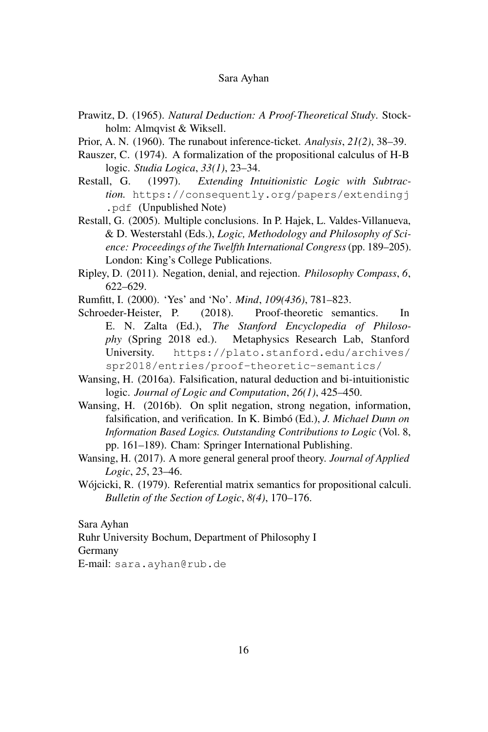Prawitz, D. (1965). *Natural Deduction: A Proof-Theoretical Study*. Stockholm: Almqvist & Wiksell.

Prior, A. N. (1960). The runabout inference-ticket. *Analysis*, *21(2)*, 38–39.

Rauszer, C. (1974). A formalization of the propositional calculus of H-B logic. *Studia Logica*, *33(1)*, 23–34.

Restall, G. (1997). *Extending Intuitionistic Logic with Subtraction.* `https://consequently.org/papers/extendingj.pdf` (Unpublished Note)

Restall, G. (2005). Multiple conclusions. In P. Hajek, L. Valdes-Villanueva, & D. Westerstahl (Eds.), *Logic, Methodology and Philosophy of Science: Proceedings of the Twelfth International Congress* (pp. 189–205). London: King's College Publications.

Ripley, D. (2011). Negation, denial, and rejection. *Philosophy Compass*, *6*, 622–629.

Rumfitt, I. (2000). 'Yes' and 'No'. *Mind*, *109(436)*, 781–823.

Schroeder-Heister, P. (2018). Proof-theoretic semantics. In E. N. Zalta (Ed.), *The Stanford Encyclopedia of Philosophy* (Spring 2018 ed.). Metaphysics Research Lab, Stanford University. `https://plato.stanford.edu/archives/spr2018/entries/proof-theoretic-semantics/`

Wansing, H. (2016a). Falsification, natural deduction and bi-intuitionistic logic. *Journal of Logic and Computation*, *26(1)*, 425–450.

Wansing, H. (2016b). On split negation, strong negation, information, falsification, and verification. In K. Bimbó (Ed.), *J. Michael Dunn on Information Based Logics. Outstanding Contributions to Logic* (Vol. 8, pp. 161–189). Cham: Springer International Publishing.

Wansing, H. (2017). A more general general proof theory. *Journal of Applied Logic*, *25*, 23–46.

Wójcicki, R. (1979). Referential matrix semantics for propositional calculi. *Bulletin of the Section of Logic*, *8(4)*, 170–176.

Sara Ayhan
Ruhr University Bochum, Department of Philosophy I
Germany
E-mail: `sara.ayhan@rub.de`